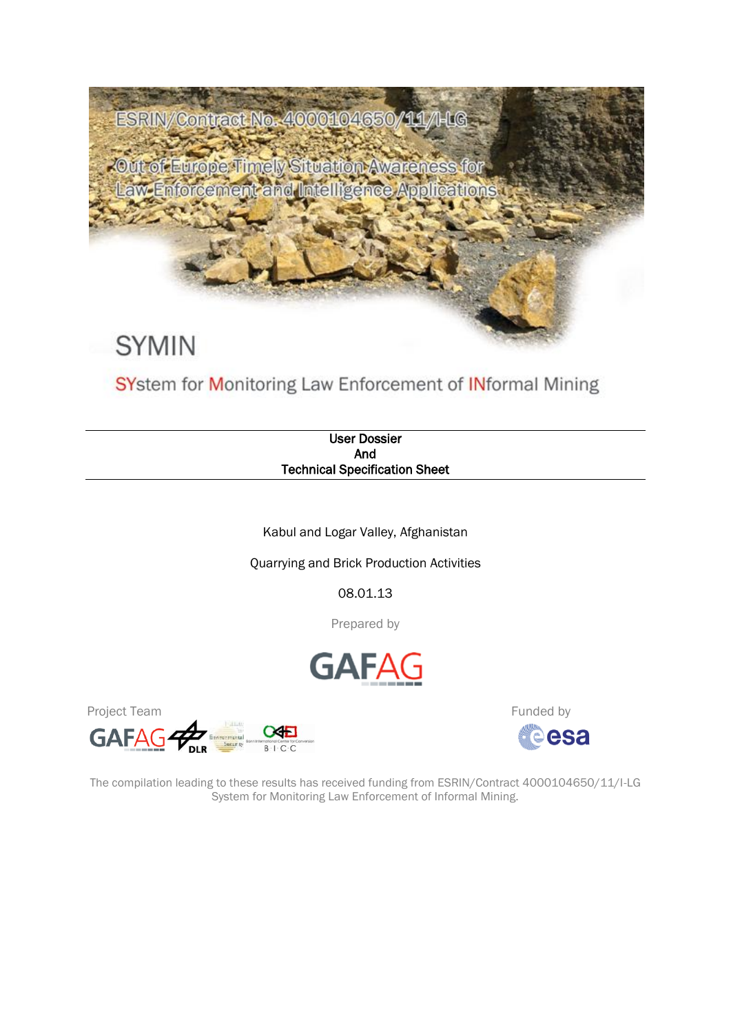ESRIN/Contract No. 4000104650/11/I-LG

Out of Europe Timely Situation Awareness for Law Enforcement and Intelligence Applications

# SYMIN

**SY**stem for **M**onitoring Law Enforcement of **IN**formal Mining

---

**User Dossier**
**And**
**Technical Specification Sheet**

---

Kabul and Logar Valley, Afghanistan

Quarrying and Brick Production Activities

08.01.13

Prepared by

GAFAG

Project Team

GAFAG DLR Environmental Security BICC

Funded by

esa

The compilation leading to these results has received funding from ESRIN/Contract 4000104650/11/I-LG System for Monitoring Law Enforcement of Informal Mining.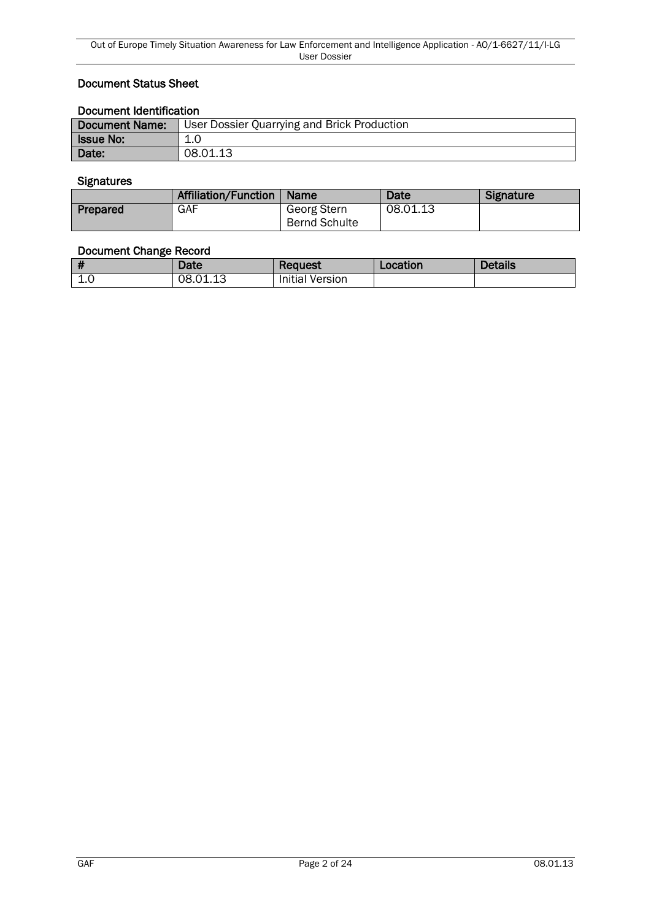## Document Status Sheet

### Document Identification

| | |
|---|---|
| **Document Name:** | User Dossier Quarrying and Brick Production |
| **Issue No:** | 1.0 |
| **Date:** | 08.01.13 |

### Signatures

| | Affiliation/Function | Name | Date | Signature |
|---|---|---|---|---|
| **Prepared** | GAF | Georg Stern<br>Bernd Schulte | 08.01.13 | |

### Document Change Record

| # | Date | Request | Location | Details |
|---|---|---|---|---|
| 1.0 | 08.01.13 | Initial Version | | |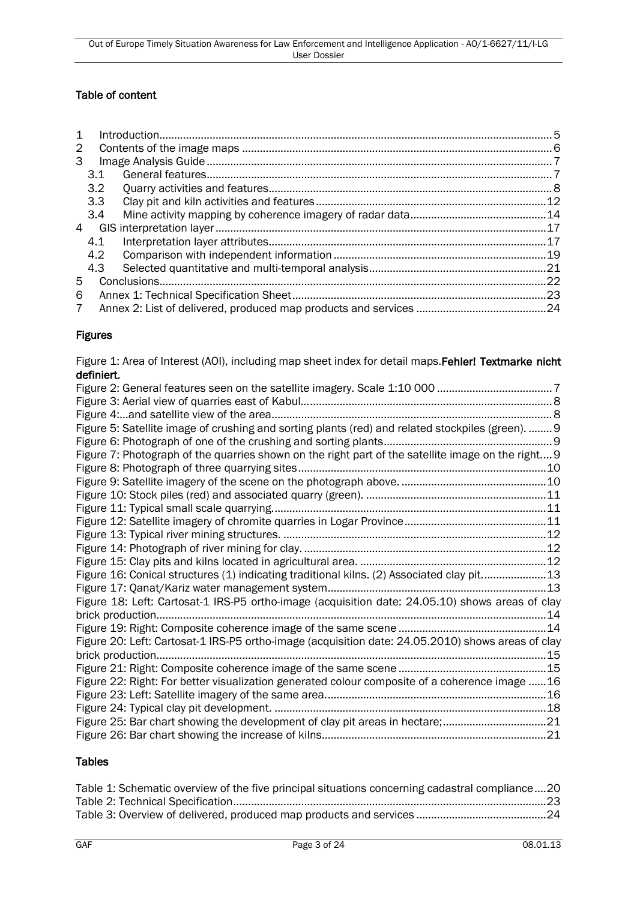## Table of content

1 Introduction .......... 5
2 Contents of the image maps .......... 6
3 Image Analysis Guide .......... 7
  3.1 General features .......... 7
  3.2 Quarry activities and features .......... 8
  3.3 Clay pit and kiln activities and features .......... 12
  3.4 Mine activity mapping by coherence imagery of radar data .......... 14
4 GIS interpretation layer .......... 17
  4.1 Interpretation layer attributes .......... 17
  4.2 Comparison with independent information .......... 19
  4.3 Selected quantitative and multi-temporal analysis .......... 21
5 Conclusions .......... 22
6 Annex 1: Technical Specification Sheet .......... 23
7 Annex 2: List of delivered, produced map products and services .......... 24

## Figures

Figure 1: Area of Interest (AOI), including map sheet index for detail maps.**Fehler! Textmarke nicht definiert.**
Figure 2: General features seen on the satellite imagery. Scale 1:10 000 .......... 7
Figure 3: Aerial view of quarries east of Kabul… .......... 8
Figure 4:…and satellite view of the area .......... 8
Figure 5: Satellite image of crushing and sorting plants (red) and related stockpiles (green). .......... 9
Figure 6: Photograph of one of the crushing and sorting plants .......... 9
Figure 7: Photograph of the quarries shown on the right part of the satellite image on the right.... 9
Figure 8: Photograph of three quarrying sites .......... 10
Figure 9: Satellite imagery of the scene on the photograph above. .......... 10
Figure 10: Stock piles (red) and associated quarry (green). .......... 11
Figure 11: Typical small scale quarrying. .......... 11
Figure 12: Satellite imagery of chromite quarries in Logar Province .......... 11
Figure 13: Typical river mining structures. .......... 12
Figure 14: Photograph of river mining for clay. .......... 12
Figure 15: Clay pits and kilns located in agricultural area. .......... 12
Figure 16: Conical structures (1) indicating traditional kilns. (2) Associated clay pit. .......... 13
Figure 17: Qanat/Kariz water management system .......... 13
Figure 18: Left: Cartosat-1 IRS-P5 ortho-image (acquisition date: 24.05.10) shows areas of clay brick production .......... 14
Figure 19: Right: Composite coherence image of the same scene .......... 14
Figure 20: Left: Cartosat-1 IRS-P5 ortho-image (acquisition date: 24.05.2010) shows areas of clay brick production .......... 15
Figure 21: Right: Composite coherence image of the same scene .......... 15
Figure 22: Right: For better visualization generated colour composite of a coherence image .......... 16
Figure 23: Left: Satellite imagery of the same area. .......... 16
Figure 24: Typical clay pit development. .......... 18
Figure 25: Bar chart showing the development of clay pit areas in hectare; .......... 21
Figure 26: Bar chart showing the increase of kilns .......... 21

## Tables

Table 1: Schematic overview of the five principal situations concerning cadastral compliance .... 20
Table 2: Technical Specification .......... 23
Table 3: Overview of delivered, produced map products and services .......... 24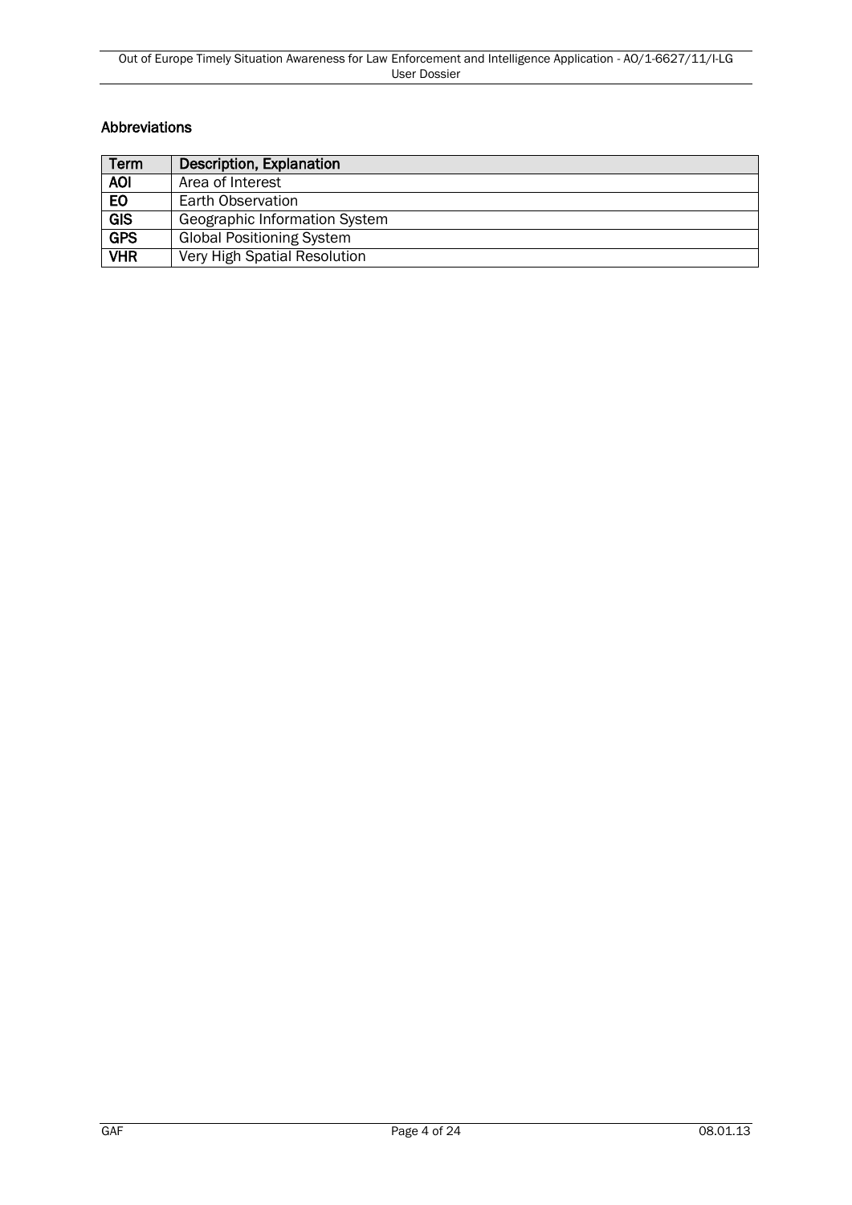## Abbreviations

| Term | Description, Explanation |
|---|---|
| **AOI** | Area of Interest |
| **EO** | Earth Observation |
| **GIS** | Geographic Information System |
| **GPS** | Global Positioning System |
| **VHR** | Very High Spatial Resolution |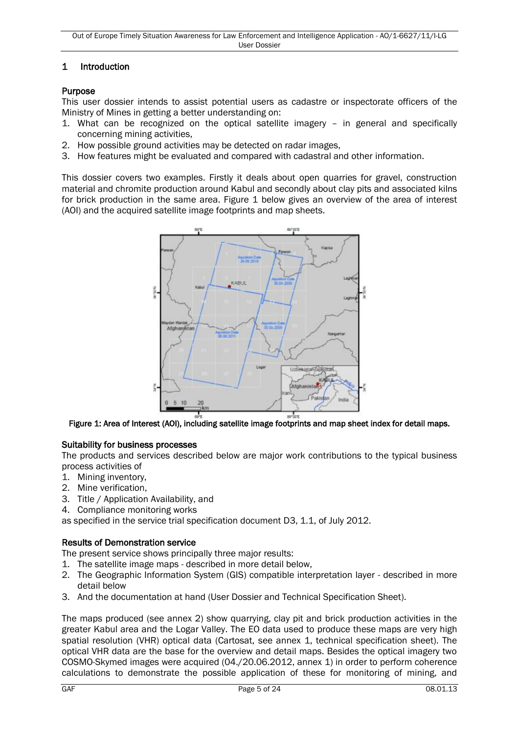# 1 Introduction

**Purpose**

This user dossier intends to assist potential users as cadastre or inspectorate officers of the Ministry of Mines in getting a better understanding on:

1. What can be recognized on the optical satellite imagery – in general and specifically concerning mining activities,
2. How possible ground activities may be detected on radar images,
3. How features might be evaluated and compared with cadastral and other information.

This dossier covers two examples. Firstly it deals about open quarries for gravel, construction material and chromite production around Kabul and secondly about clay pits and associated kilns for brick production in the same area. Figure 1 below gives an overview of the area of interest (AOI) and the acquired satellite image footprints and map sheets.

Figure 1: Area of Interest (AOI), including satellite image footprints and map sheet index for detail maps.

**Suitability for business processes**

The products and services described below are major work contributions to the typical business process activities of

1. Mining inventory,
2. Mine verification,
3. Title / Application Availability, and
4. Compliance monitoring works

as specified in the service trial specification document D3, 1.1, of July 2012.

**Results of Demonstration service**

The present service shows principally three major results:

1. The satellite image maps - described in more detail below,
2. The Geographic Information System (GIS) compatible interpretation layer - described in more detail below
3. And the documentation at hand (User Dossier and Technical Specification Sheet).

The maps produced (see annex 2) show quarrying, clay pit and brick production activities in the greater Kabul area and the Logar Valley. The EO data used to produce these maps are very high spatial resolution (VHR) optical data (Cartosat, see annex 1, technical specification sheet). The optical VHR data are the base for the overview and detail maps. Besides the optical imagery two COSMO-Skymed images were acquired (04./20.06.2012, annex 1) in order to perform coherence calculations to demonstrate the possible application of these for monitoring of mining, and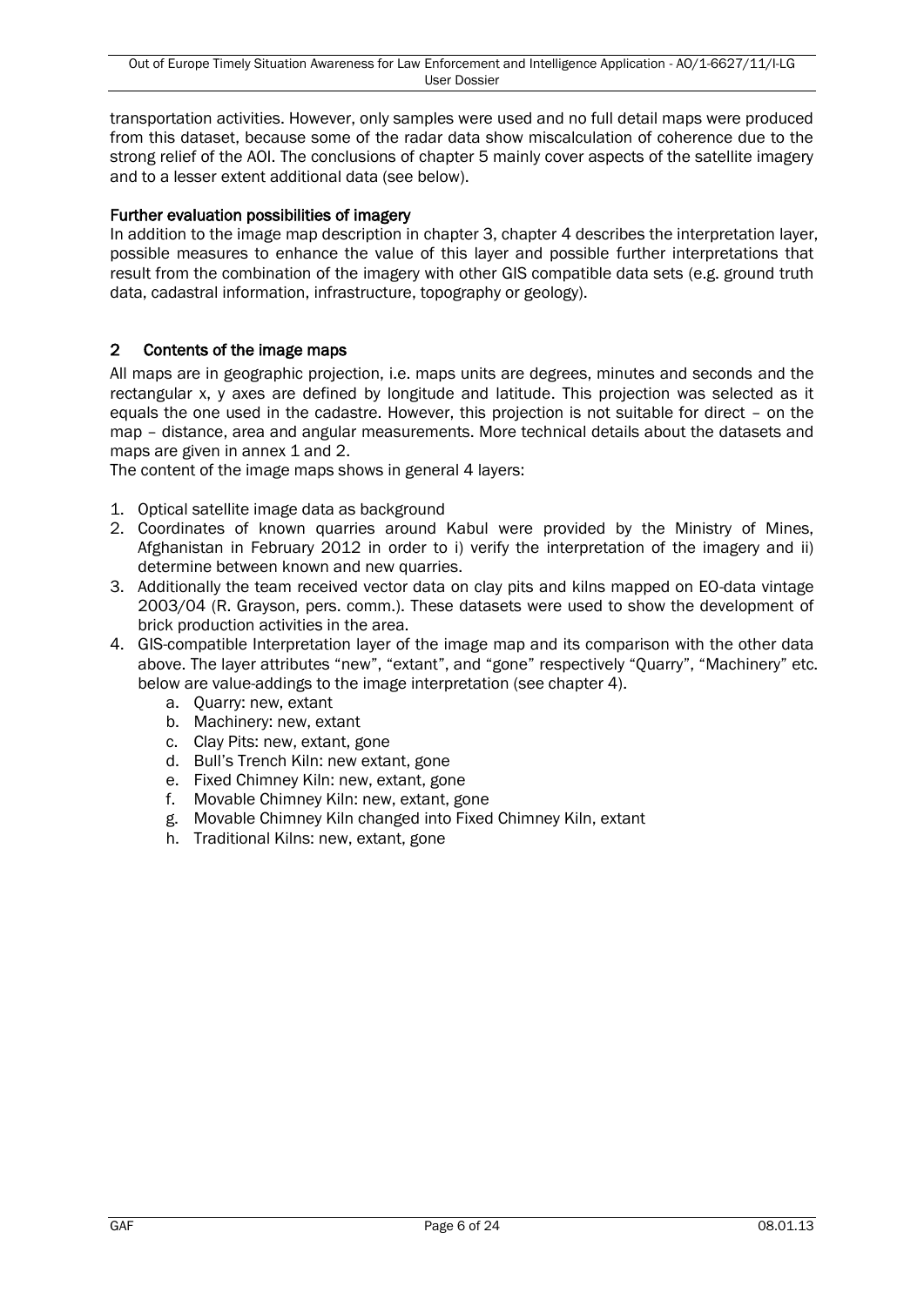transportation activities. However, only samples were used and no full detail maps were produced from this dataset, because some of the radar data show miscalculation of coherence due to the strong relief of the AOI. The conclusions of chapter 5 mainly cover aspects of the satellite imagery and to a lesser extent additional data (see below).

**Further evaluation possibilities of imagery**

In addition to the image map description in chapter 3, chapter 4 describes the interpretation layer, possible measures to enhance the value of this layer and possible further interpretations that result from the combination of the imagery with other GIS compatible data sets (e.g. ground truth data, cadastral information, infrastructure, topography or geology).

## 2 Contents of the image maps

All maps are in geographic projection, i.e. maps units are degrees, minutes and seconds and the rectangular x, y axes are defined by longitude and latitude. This projection was selected as it equals the one used in the cadastre. However, this projection is not suitable for direct – on the map – distance, area and angular measurements. More technical details about the datasets and maps are given in annex 1 and 2.

The content of the image maps shows in general 4 layers:

1. Optical satellite image data as background
2. Coordinates of known quarries around Kabul were provided by the Ministry of Mines, Afghanistan in February 2012 in order to i) verify the interpretation of the imagery and ii) determine between known and new quarries.
3. Additionally the team received vector data on clay pits and kilns mapped on EO-data vintage 2003/04 (R. Grayson, pers. comm.). These datasets were used to show the development of brick production activities in the area.
4. GIS-compatible Interpretation layer of the image map and its comparison with the other data above. The layer attributes "new", "extant", and "gone" respectively "Quarry", "Machinery" etc. below are value-addings to the image interpretation (see chapter 4).
   a. Quarry: new, extant
   b. Machinery: new, extant
   c. Clay Pits: new, extant, gone
   d. Bull's Trench Kiln: new extant, gone
   e. Fixed Chimney Kiln: new, extant, gone
   f. Movable Chimney Kiln: new, extant, gone
   g. Movable Chimney Kiln changed into Fixed Chimney Kiln, extant
   h. Traditional Kilns: new, extant, gone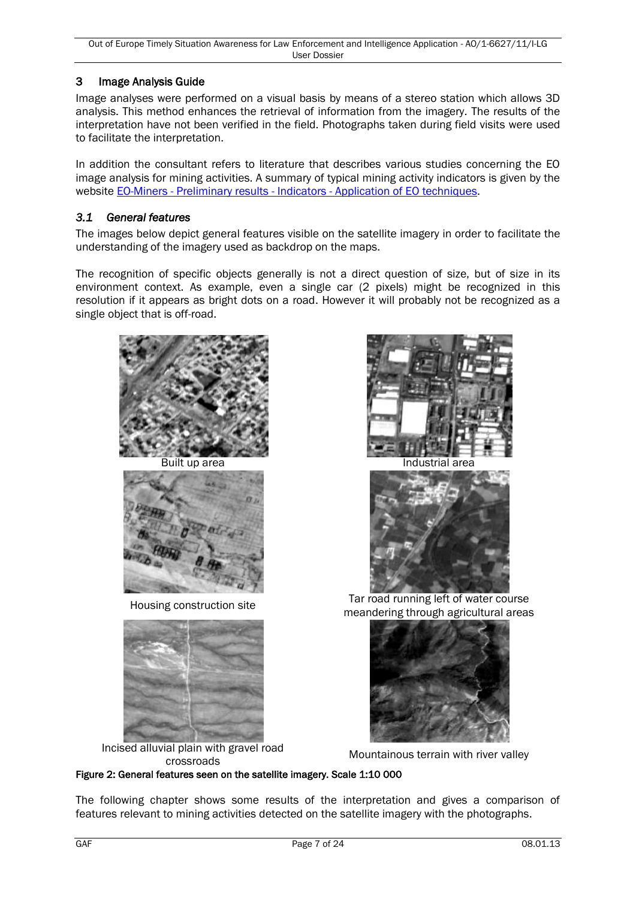## 3 Image Analysis Guide

Image analyses were performed on a visual basis by means of a stereo station which allows 3D analysis. This method enhances the retrieval of information from the imagery. The results of the interpretation have not been verified in the field. Photographs taken during field visits were used to facilitate the interpretation.

In addition the consultant refers to literature that describes various studies concerning the EO image analysis for mining activities. A summary of typical mining activity indicators is given by the website EO-Miners - Preliminary results - Indicators - Application of EO techniques.

### *3.1 General features*

The images below depict general features visible on the satellite imagery in order to facilitate the understanding of the imagery used as backdrop on the maps.

The recognition of specific objects generally is not a direct question of size, but of size in its environment context. As example, even a single car (2 pixels) might be recognized in this resolution if it appears as bright dots on a road. However it will probably not be recognized as a single object that is off-road.

Built up area

Industrial area

Housing construction site

Tar road running left of water course meandering through agricultural areas

Incised alluvial plain with gravel road crossroads

Mountainous terrain with river valley

**Figure 2: General features seen on the satellite imagery. Scale 1:10 000**

The following chapter shows some results of the interpretation and gives a comparison of features relevant to mining activities detected on the satellite imagery with the photographs.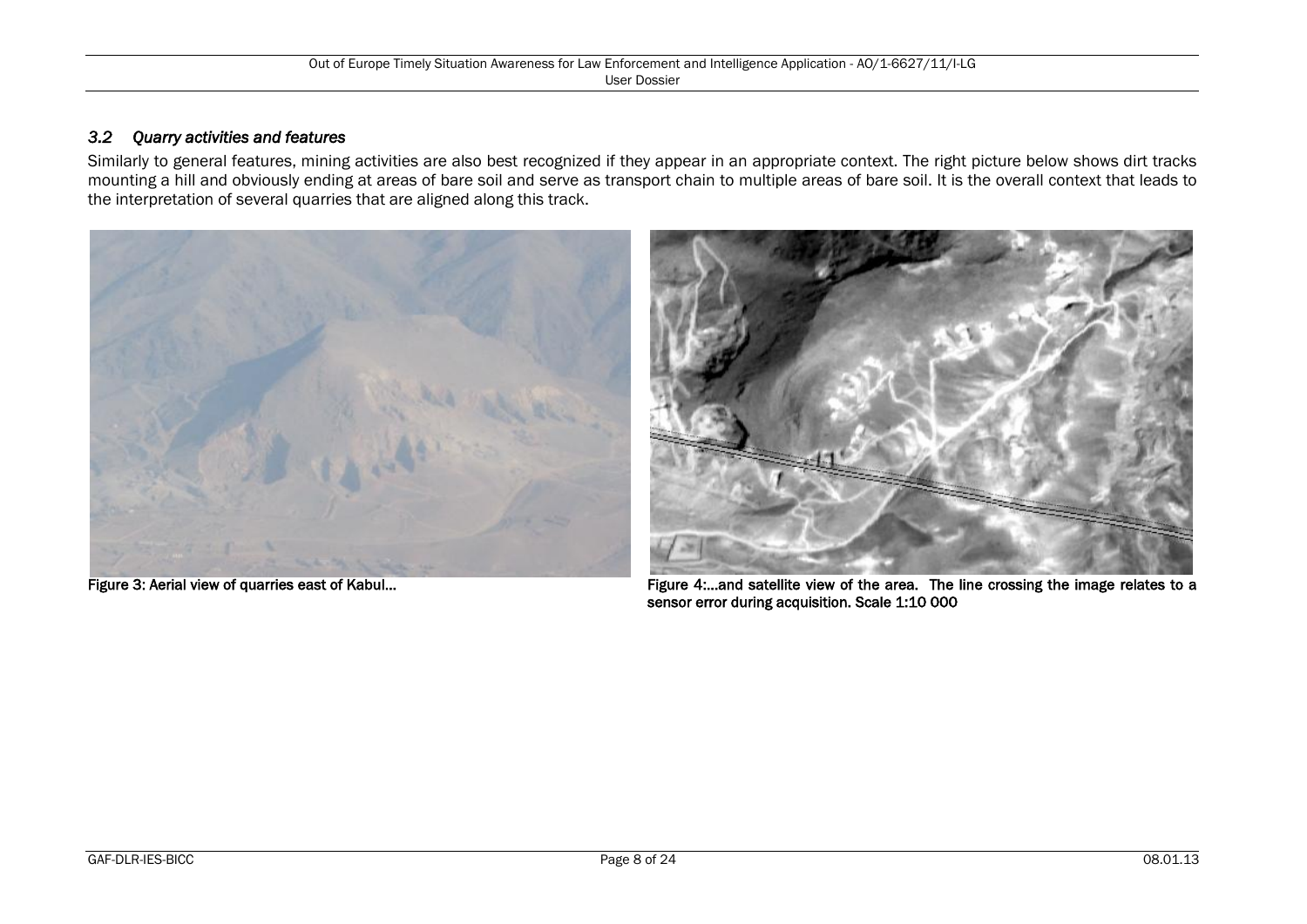### *3.2 Quarry activities and features*

Similarly to general features, mining activities are also best recognized if they appear in an appropriate context. The right picture below shows dirt tracks mounting a hill and obviously ending at areas of bare soil and serve as transport chain to multiple areas of bare soil. It is the overall context that leads to the interpretation of several quarries that are aligned along this track.

**Figure 3: Aerial view of quarries east of Kabul…**

**Figure 4:…and satellite view of the area. The line crossing the image relates to a sensor error during acquisition. Scale 1:10 000**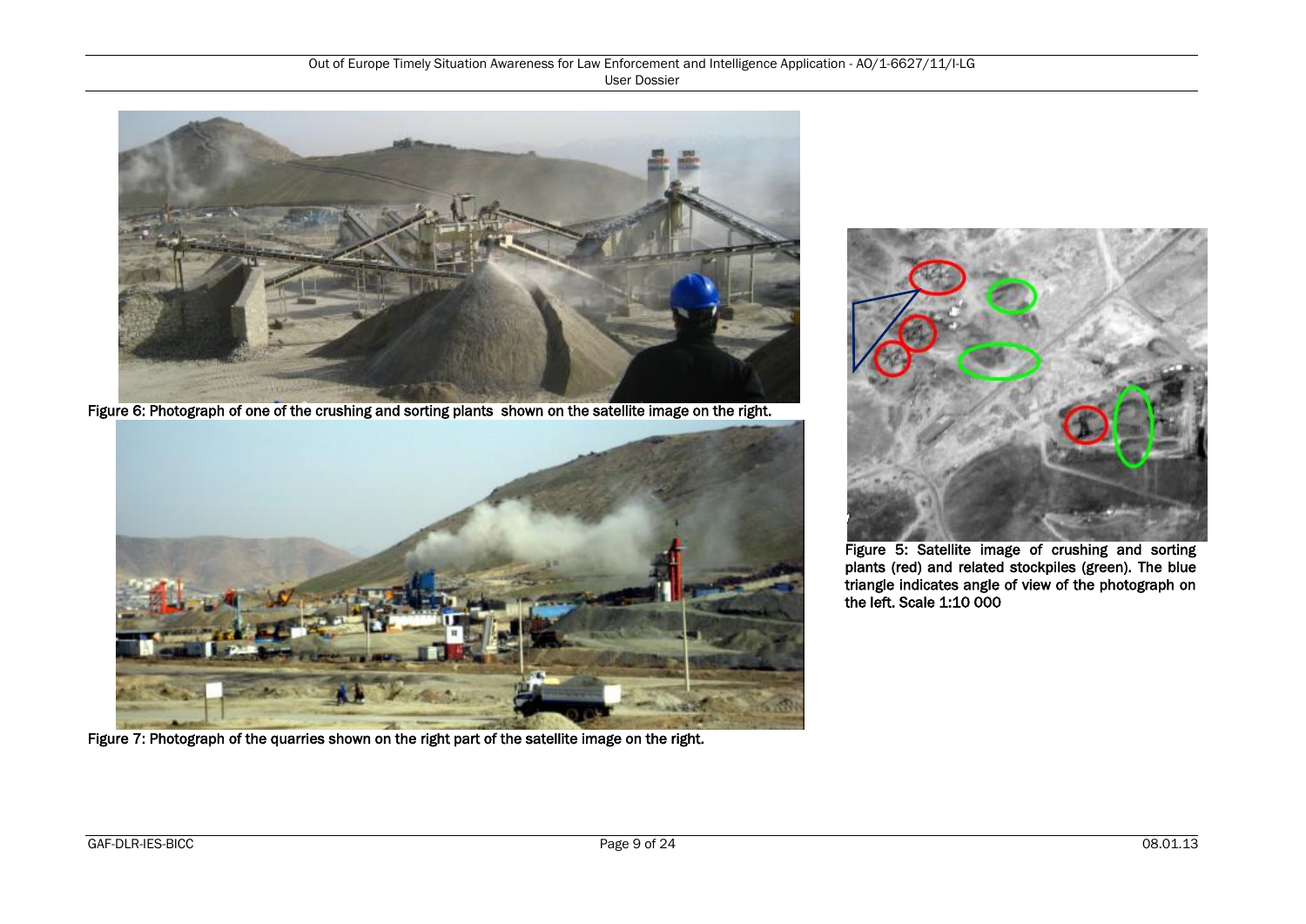Figure 6: Photograph of one of the crushing and sorting plants shown on the satellite image on the right.

Figure 7: Photograph of the quarries shown on the right part of the satellite image on the right.

Figure 5: Satellite image of crushing and sorting plants (red) and related stockpiles (green). The blue triangle indicates angle of view of the photograph on the left. Scale 1:10 000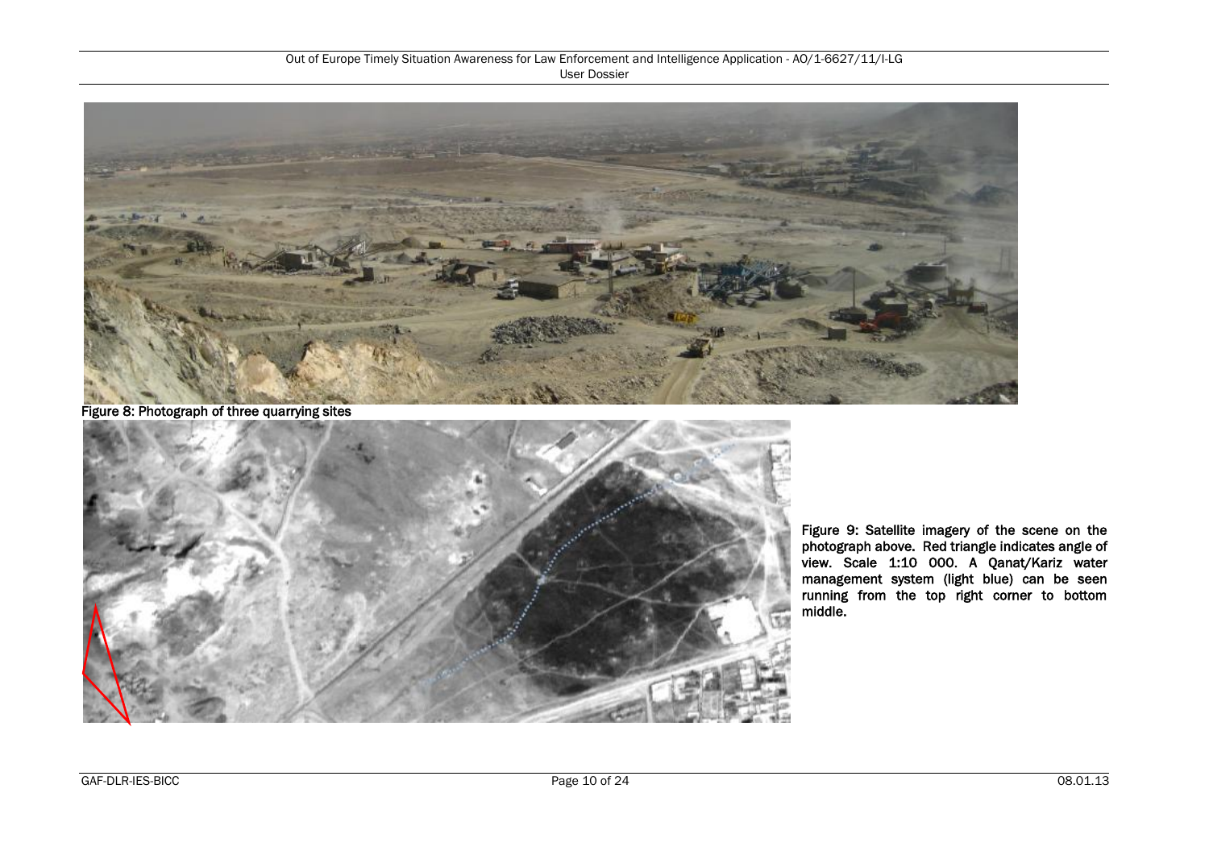Figure 8: Photograph of three quarrying sites

Figure 9: Satellite imagery of the scene on the photograph above. Red triangle indicates angle of view. Scale 1:10 000. A Qanat/Kariz water management system (light blue) can be seen running from the top right corner to bottom middle.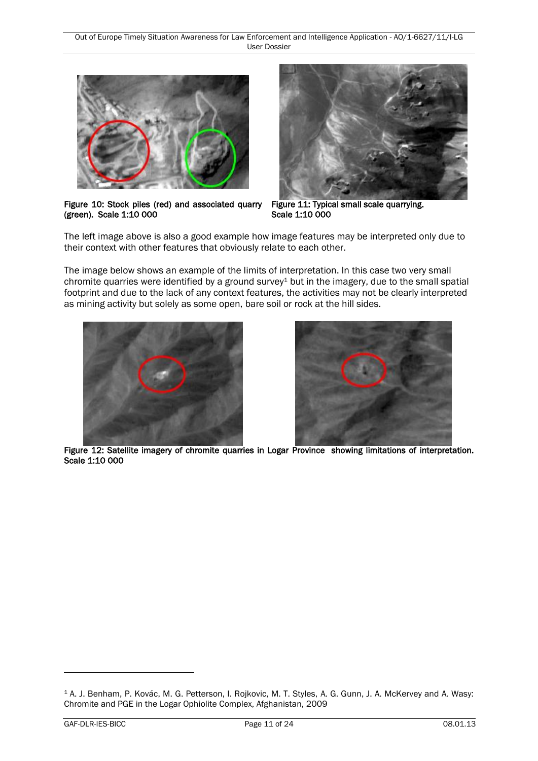Figure 10: Stock piles (red) and associated quarry (green). Scale 1:10 000

Figure 11: Typical small scale quarrying. Scale 1:10 000

The left image above is also a good example how image features may be interpreted only due to their context with other features that obviously relate to each other.

The image below shows an example of the limits of interpretation. In this case two very small chromite quarries were identified by a ground survey[1] but in the imagery, due to the small spatial footprint and due to the lack of any context features, the activities may not be clearly interpreted as mining activity but solely as some open, bare soil or rock at the hill sides.

Figure 12: Satellite imagery of chromite quarries in Logar Province showing limitations of interpretation. Scale 1:10 000

[1] A. J. Benham, P. Kovác, M. G. Petterson, I. Rojkovic, M. T. Styles, A. G. Gunn, J. A. McKervey and A. Wasy: Chromite and PGE in the Logar Ophiolite Complex, Afghanistan, 2009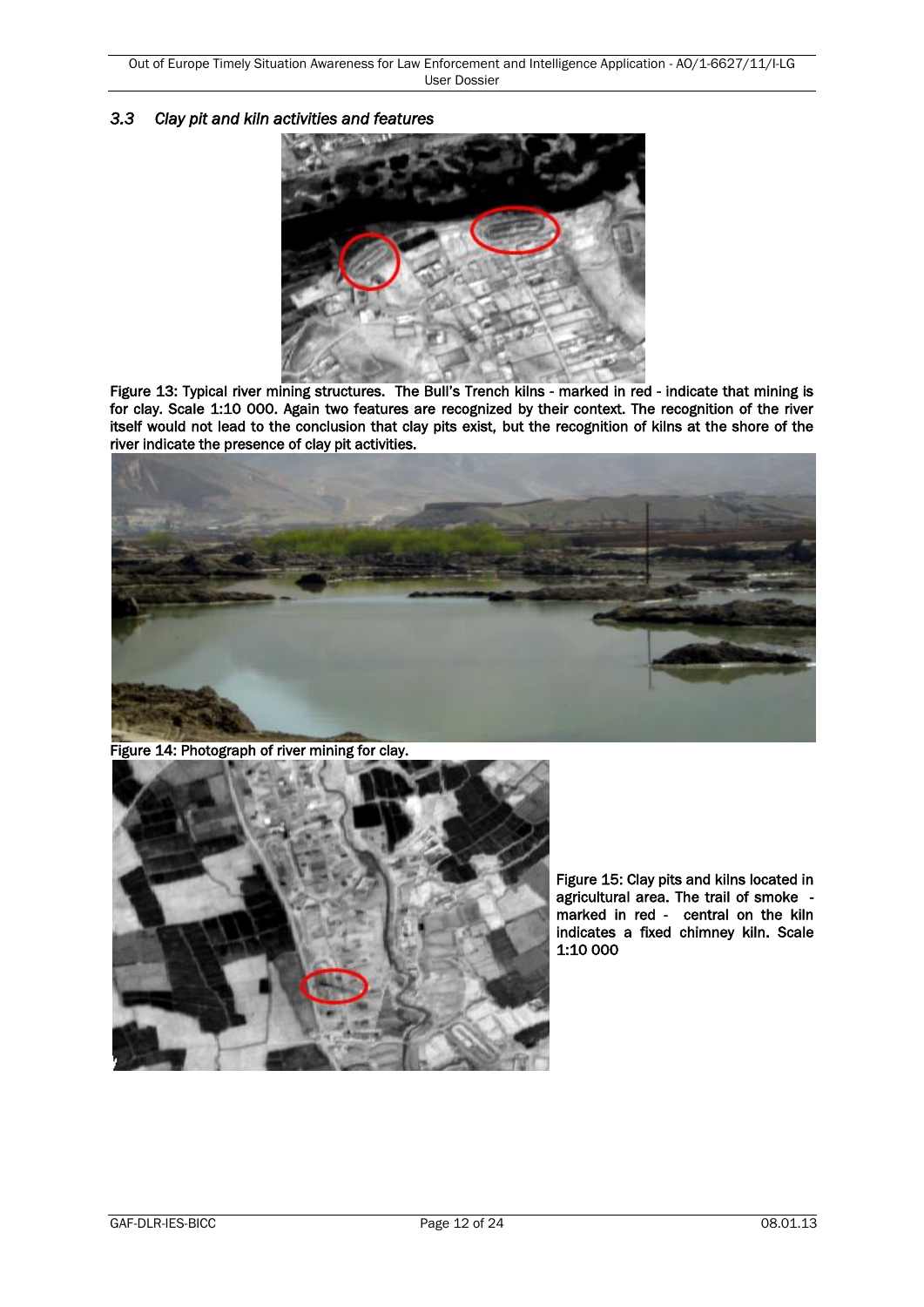### *3.3 Clay pit and kiln activities and features*

**Figure 13: Typical river mining structures. The Bull's Trench kilns - marked in red - indicate that mining is for clay. Scale 1:10 000. Again two features are recognized by their context. The recognition of the river itself would not lead to the conclusion that clay pits exist, but the recognition of kilns at the shore of the river indicate the presence of clay pit activities.**

**Figure 14: Photograph of river mining for clay.**

**Figure 15: Clay pits and kilns located in agricultural area. The trail of smoke - marked in red - central on the kiln indicates a fixed chimney kiln. Scale 1:10 000**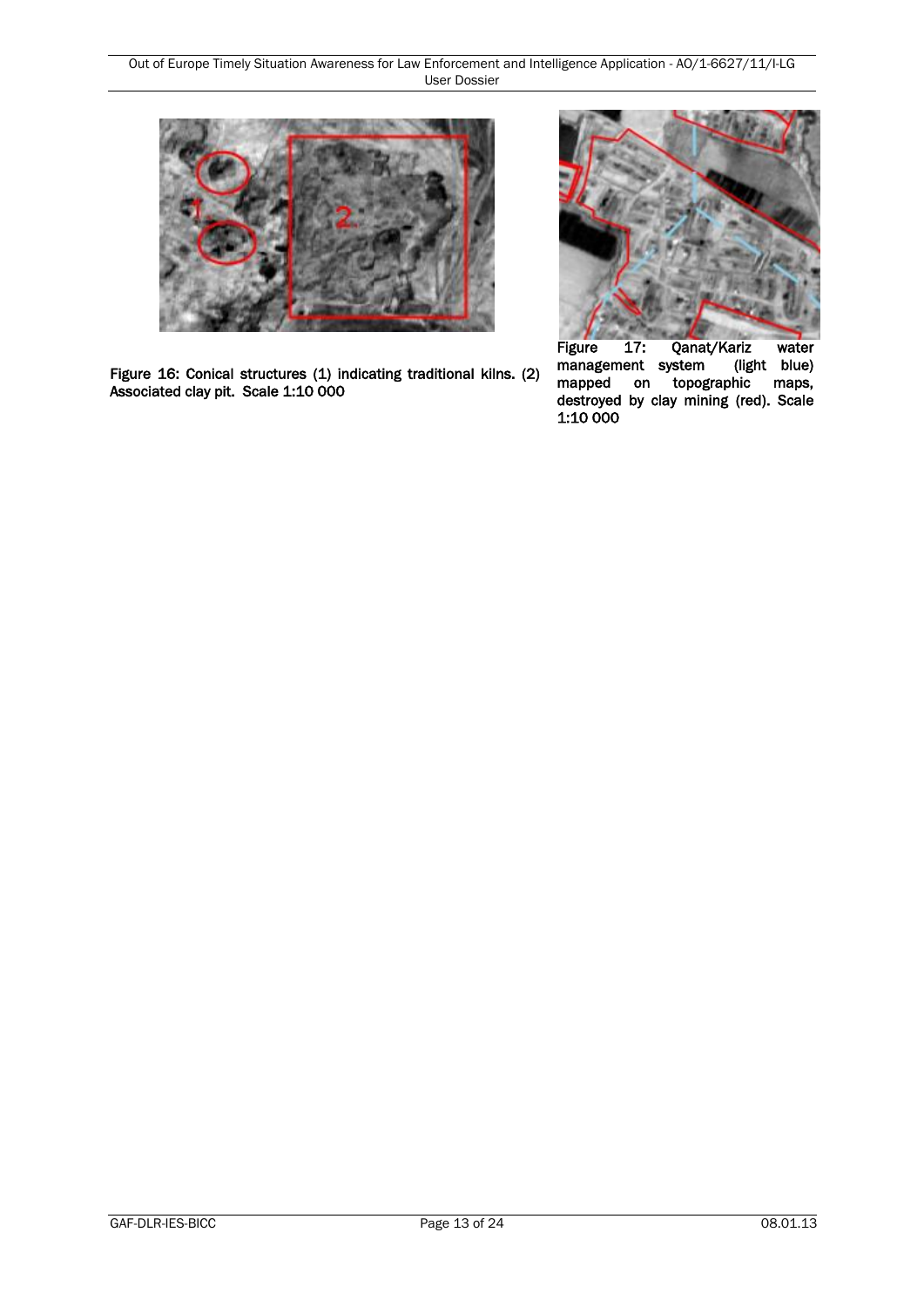Figure 16: Conical structures (1) indicating traditional kilns. (2) Associated clay pit. Scale 1:10 000

Figure 17: Qanat/Kariz water management system (light blue) mapped on topographic maps, destroyed by clay mining (red). Scale 1:10 000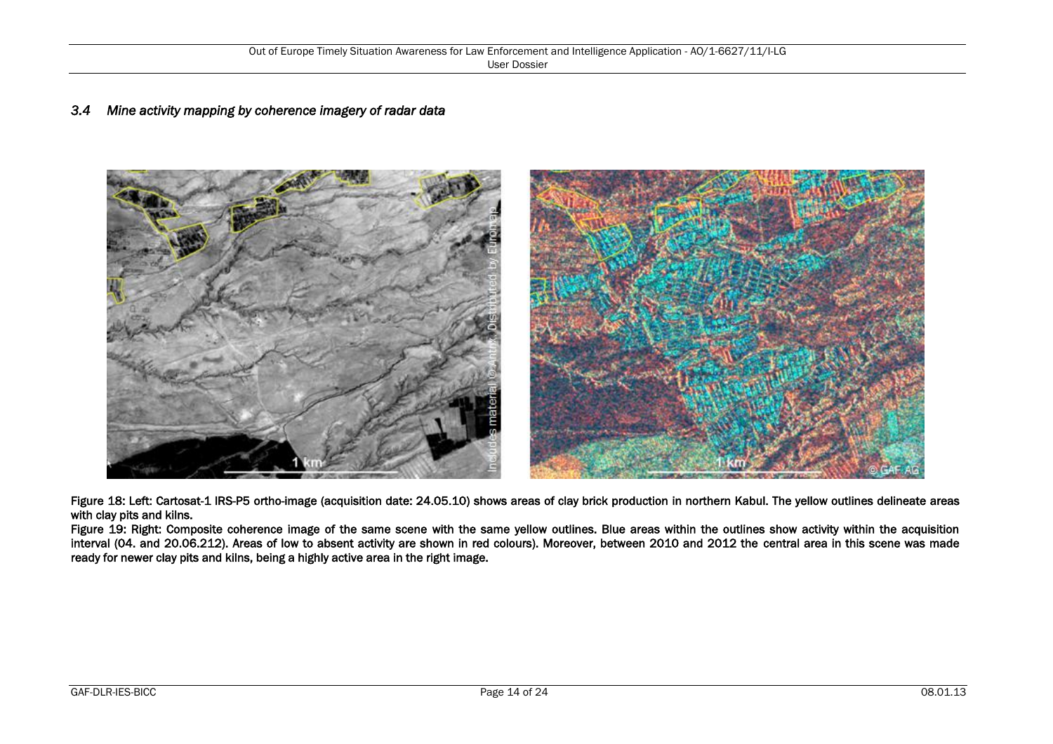### *3.4 Mine activity mapping by coherence imagery of radar data*

**Figure 18: Left: Cartosat-1 IRS-P5 ortho-image (acquisition date: 24.05.10) shows areas of clay brick production in northern Kabul. The yellow outlines delineate areas with clay pits and kilns.**

**Figure 19: Right: Composite coherence image of the same scene with the same yellow outlines. Blue areas within the outlines show activity within the acquisition interval (04. and 20.06.212). Areas of low to absent activity are shown in red colours). Moreover, between 2010 and 2012 the central area in this scene was made ready for newer clay pits and kilns, being a highly active area in the right image.**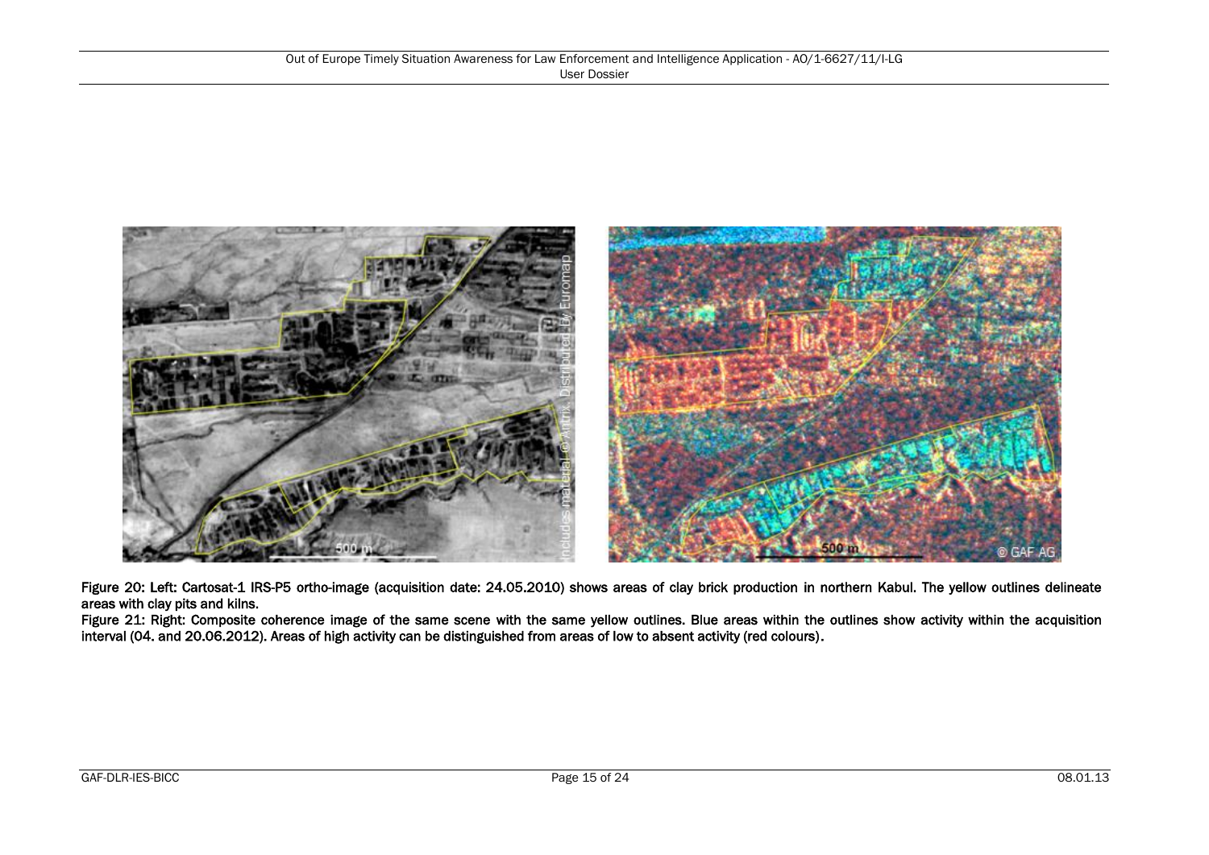Figure 20: Left: Cartosat-1 IRS-P5 ortho-image (acquisition date: 24.05.2010) shows areas of clay brick production in northern Kabul. The yellow outlines delineate areas with clay pits and kilns.

Figure 21: Right: Composite coherence image of the same scene with the same yellow outlines. Blue areas within the outlines show activity within the acquisition interval (04. and 20.06.2012). Areas of high activity can be distinguished from areas of low to absent activity (red colours).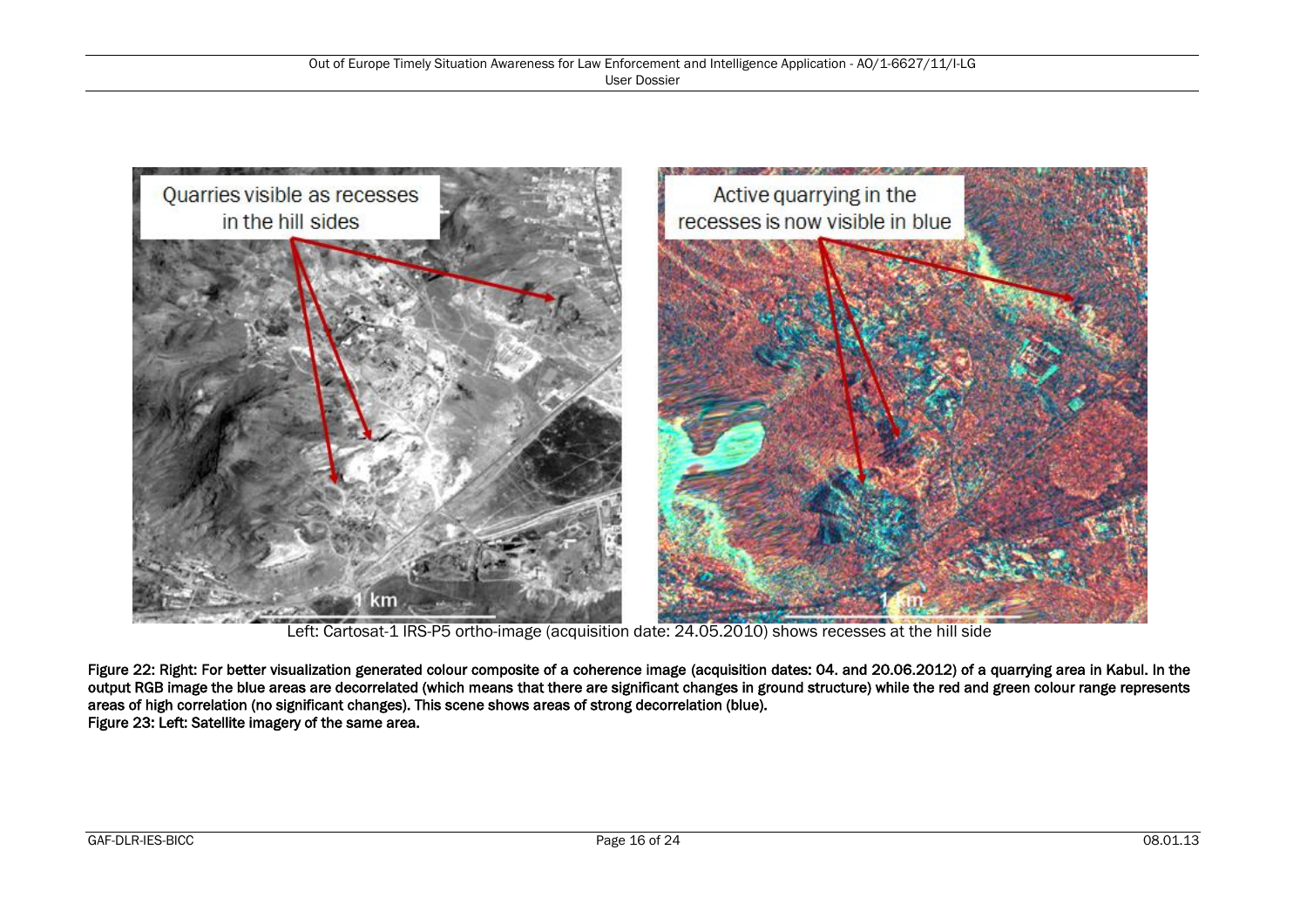Quarries visible as recesses in the hill sides

1 km

Active quarrying in the recesses is now visible in blue

1 km

Left: Cartosat-1 IRS-P5 ortho-image (acquisition date: 24.05.2010) shows recesses at the hill side

**Figure 22: Right: For better visualization generated colour composite of a coherence image (acquisition dates: 04. and 20.06.2012) of a quarrying area in Kabul. In the output RGB image the blue areas are decorrelated (which means that there are significant changes in ground structure) while the red and green colour range represents areas of high correlation (no significant changes). This scene shows areas of strong decorrelation (blue).**

**Figure 23: Left: Satellite imagery of the same area.**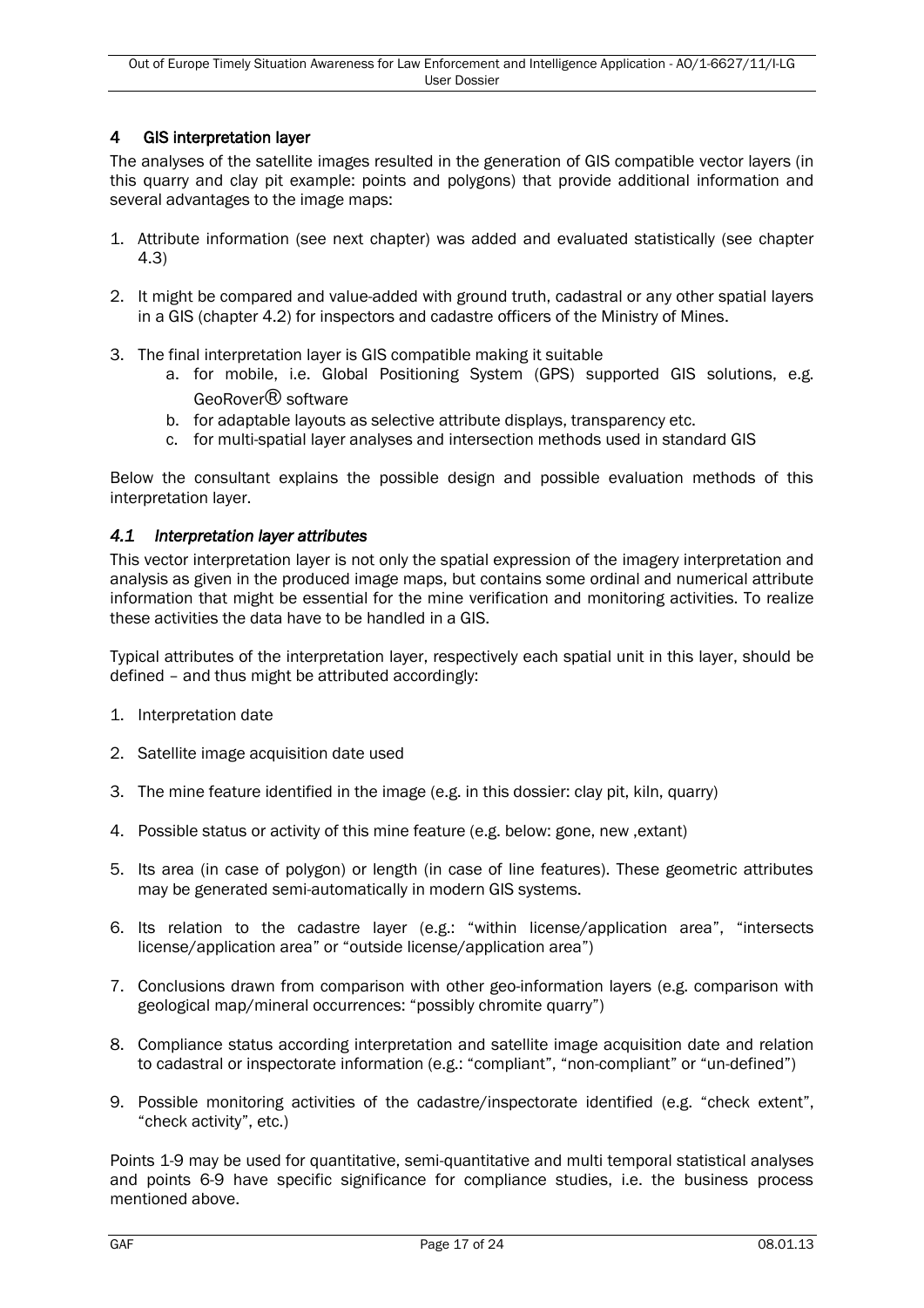## 4 GIS interpretation layer

The analyses of the satellite images resulted in the generation of GIS compatible vector layers (in this quarry and clay pit example: points and polygons) that provide additional information and several advantages to the image maps:

1. Attribute information (see next chapter) was added and evaluated statistically (see chapter 4.3)
2. It might be compared and value-added with ground truth, cadastral or any other spatial layers in a GIS (chapter 4.2) for inspectors and cadastre officers of the Ministry of Mines.
3. The final interpretation layer is GIS compatible making it suitable
    a. for mobile, i.e. Global Positioning System (GPS) supported GIS solutions, e.g. GeoRover® software
    b. for adaptable layouts as selective attribute displays, transparency etc.
    c. for multi-spatial layer analyses and intersection methods used in standard GIS

Below the consultant explains the possible design and possible evaluation methods of this interpretation layer.

### *4.1 Interpretation layer attributes*

This vector interpretation layer is not only the spatial expression of the imagery interpretation and analysis as given in the produced image maps, but contains some ordinal and numerical attribute information that might be essential for the mine verification and monitoring activities. To realize these activities the data have to be handled in a GIS.

Typical attributes of the interpretation layer, respectively each spatial unit in this layer, should be defined – and thus might be attributed accordingly:

1. Interpretation date
2. Satellite image acquisition date used
3. The mine feature identified in the image (e.g. in this dossier: clay pit, kiln, quarry)
4. Possible status or activity of this mine feature (e.g. below: gone, new ,extant)
5. Its area (in case of polygon) or length (in case of line features). These geometric attributes may be generated semi-automatically in modern GIS systems.
6. Its relation to the cadastre layer (e.g.: “within license/application area”, “intersects license/application area” or “outside license/application area”)
7. Conclusions drawn from comparison with other geo-information layers (e.g. comparison with geological map/mineral occurrences: “possibly chromite quarry”)
8. Compliance status according interpretation and satellite image acquisition date and relation to cadastral or inspectorate information (e.g.: “compliant”, “non-compliant” or “un-defined”)
9. Possible monitoring activities of the cadastre/inspectorate identified (e.g. “check extent”, “check activity”, etc.)

Points 1-9 may be used for quantitative, semi-quantitative and multi temporal statistical analyses and points 6-9 have specific significance for compliance studies, i.e. the business process mentioned above.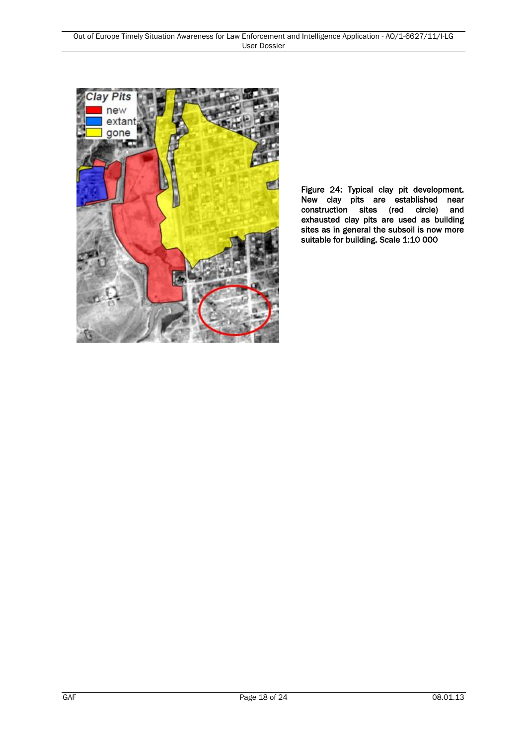Clay Pits

new

extant

gone

Figure 24: Typical clay pit development. New clay pits are established near construction sites (red circle) and exhausted clay pits are used as building sites as in general the subsoil is now more suitable for building. Scale 1:10 000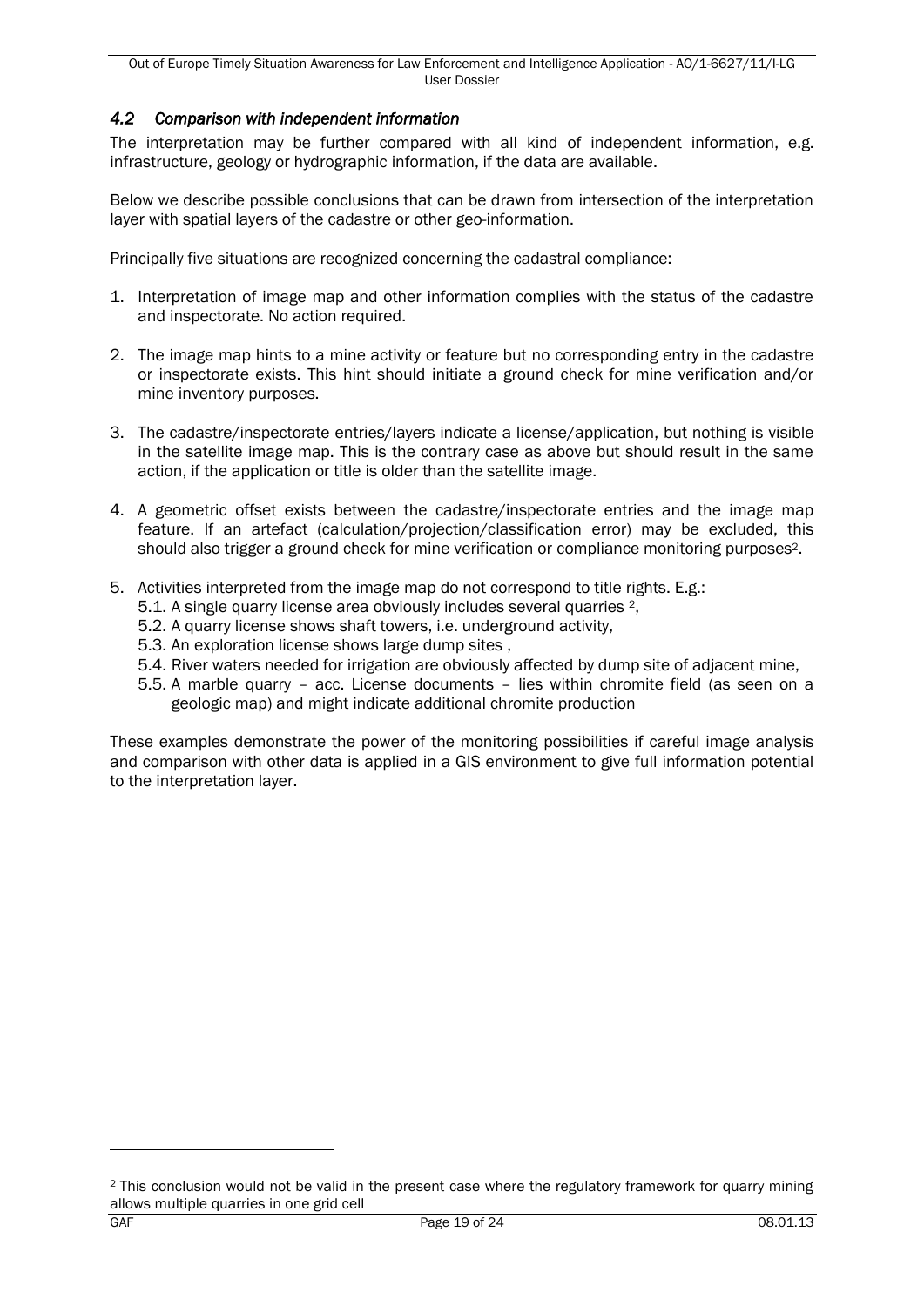### *4.2 Comparison with independent information*

The interpretation may be further compared with all kind of independent information, e.g. infrastructure, geology or hydrographic information, if the data are available.

Below we describe possible conclusions that can be drawn from intersection of the interpretation layer with spatial layers of the cadastre or other geo-information.

Principally five situations are recognized concerning the cadastral compliance:

1. Interpretation of image map and other information complies with the status of the cadastre and inspectorate. No action required.

2. The image map hints to a mine activity or feature but no corresponding entry in the cadastre or inspectorate exists. This hint should initiate a ground check for mine verification and/or mine inventory purposes.

3. The cadastre/inspectorate entries/layers indicate a license/application, but nothing is visible in the satellite image map. This is the contrary case as above but should result in the same action, if the application or title is older than the satellite image.

4. A geometric offset exists between the cadastre/inspectorate entries and the image map feature. If an artefact (calculation/projection/classification error) may be excluded, this should also trigger a ground check for mine verification or compliance monitoring purposes[2].

5. Activities interpreted from the image map do not correspond to title rights. E.g.:
   5.1. A single quarry license area obviously includes several quarries [2],
   5.2. A quarry license shows shaft towers, i.e. underground activity,
   5.3. An exploration license shows large dump sites ,
   5.4. River waters needed for irrigation are obviously affected by dump site of adjacent mine,
   5.5. A marble quarry – acc. License documents – lies within chromite field (as seen on a geologic map) and might indicate additional chromite production

These examples demonstrate the power of the monitoring possibilities if careful image analysis and comparison with other data is applied in a GIS environment to give full information potential to the interpretation layer.

[2] This conclusion would not be valid in the present case where the regulatory framework for quarry mining allows multiple quarries in one grid cell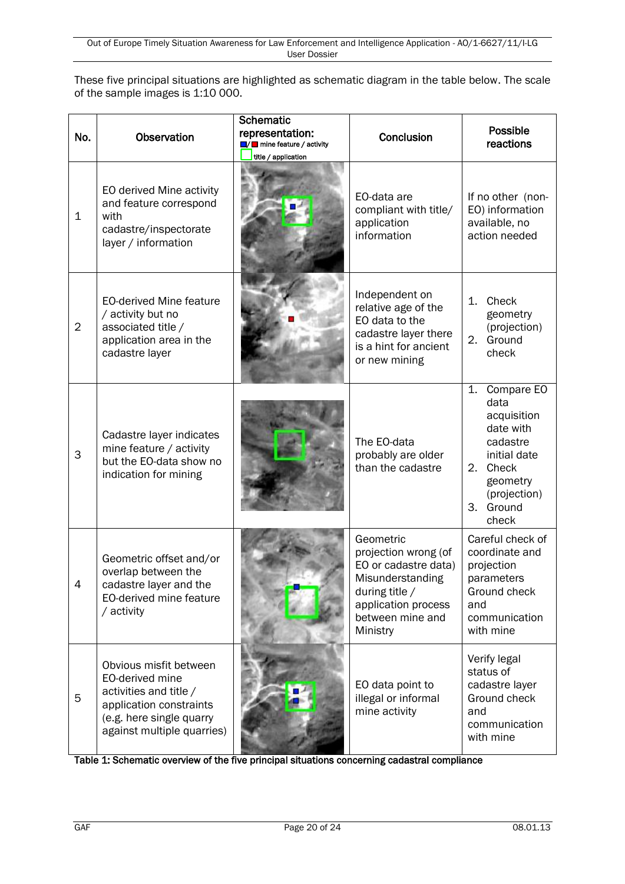These five principal situations are highlighted as schematic diagram in the table below. The scale of the sample images is 1:10 000.

| No. | Observation | Schematic representation: ■/■ mine feature / activity □ title / application | Conclusion | Possible reactions |
|---|---|---|---|---|
| 1 | EO derived Mine activity and feature correspond with cadastre/inspectorate layer / information | | EO-data are compliant with title/ application information | If no other (non-EO) information available, no action needed |
| 2 | EO-derived Mine feature / activity but no associated title / application area in the cadastre layer | | Independent on relative age of the EO data to the cadastre layer there is a hint for ancient or new mining | 1. Check geometry (projection) 2. Ground check |
| 3 | Cadastre layer indicates mine feature / activity but the EO-data show no indication for mining | | The EO-data probably are older than the cadastre | 1. Compare EO data acquisition date with cadastre initial date 2. Check geometry (projection) 3. Ground check |
| 4 | Geometric offset and/or overlap between the cadastre layer and the EO-derived mine feature / activity | | Geometric projection wrong (of EO or cadastre data) Misunderstanding during title / application process between mine and Ministry | Careful check of coordinate and projection parameters Ground check and communication with mine |
| 5 | Obvious misfit between EO-derived mine activities and title / application constraints (e.g. here single quarry against multiple quarries) | | EO data point to illegal or informal mine activity | Verify legal status of cadastre layer Ground check and communication with mine |

**Table 1: Schematic overview of the five principal situations concerning cadastral compliance**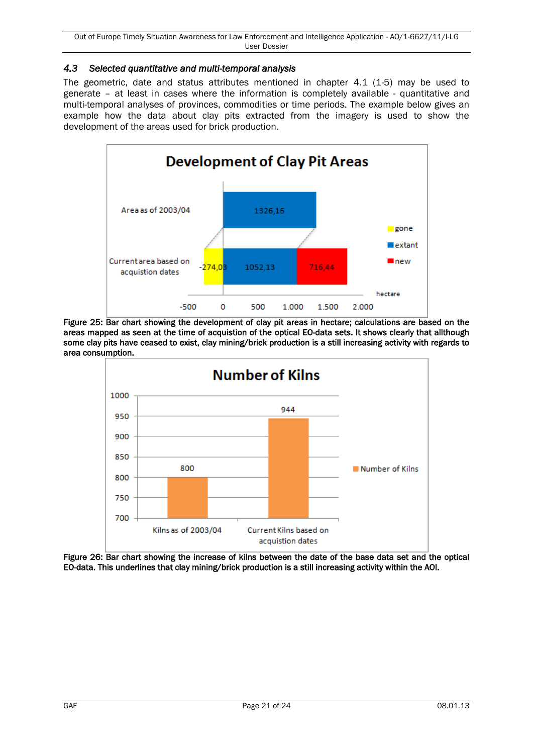### 4.3 *Selected quantitative and multi-temporal analysis*

The geometric, date and status attributes mentioned in chapter 4.1 (1-5) may be used to generate – at least in cases where the information is completely available - quantitative and multi-temporal analyses of provinces, commodities or time periods. The example below gives an example how the data about clay pits extracted from the imagery is used to show the development of the areas used for brick production.

Development of Clay Pit Areas

Area as of 2003/04

1326,16

Current area based on acquistion dates

-274,03

1052,13

716,44

gone

extant

new

hectare

-500

0

500

1.000

1.500

2.000

**Figure 25: Bar chart showing the development of clay pit areas in hectare; calculations are based on the areas mapped as seen at the time of acquistion of the optical EO-data sets. It shows clearly that allthough some clay pits have ceased to exist, clay mining/brick production is a still increasing activity with regards to area consumption.**

Number of Kilns

1000

950

900

850

800

750

700

800

944

Kilns as of 2003/04

Current Kilns based on acquistion dates

Number of Kilns

**Figure 26: Bar chart showing the increase of kilns between the date of the base data set and the optical EO-data. This underlines that clay mining/brick production is a still increasing activity within the AOI.**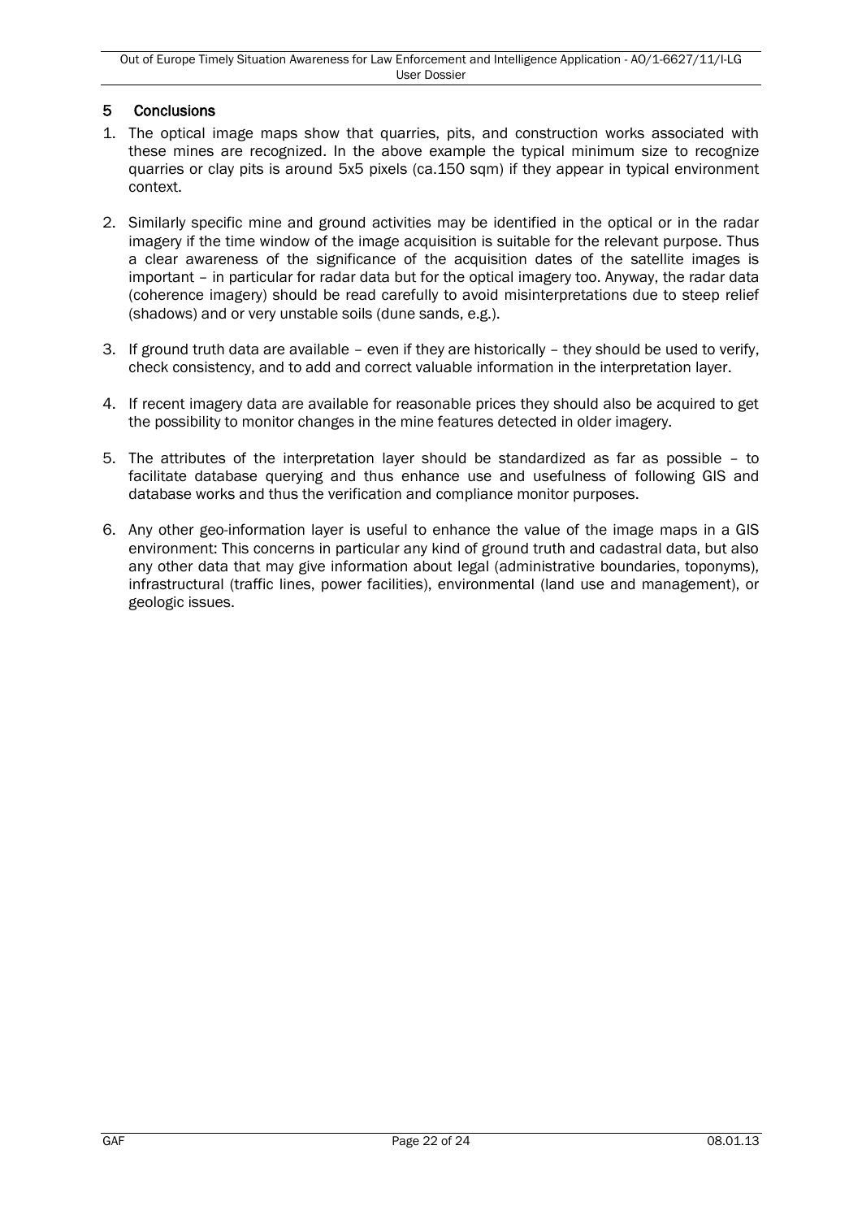## 5 Conclusions

1. The optical image maps show that quarries, pits, and construction works associated with these mines are recognized. In the above example the typical minimum size to recognize quarries or clay pits is around 5x5 pixels (ca.150 sqm) if they appear in typical environment context.

2. Similarly specific mine and ground activities may be identified in the optical or in the radar imagery if the time window of the image acquisition is suitable for the relevant purpose. Thus a clear awareness of the significance of the acquisition dates of the satellite images is important – in particular for radar data but for the optical imagery too. Anyway, the radar data (coherence imagery) should be read carefully to avoid misinterpretations due to steep relief (shadows) and or very unstable soils (dune sands, e.g.).

3. If ground truth data are available – even if they are historically – they should be used to verify, check consistency, and to add and correct valuable information in the interpretation layer.

4. If recent imagery data are available for reasonable prices they should also be acquired to get the possibility to monitor changes in the mine features detected in older imagery.

5. The attributes of the interpretation layer should be standardized as far as possible – to facilitate database querying and thus enhance use and usefulness of following GIS and database works and thus the verification and compliance monitor purposes.

6. Any other geo-information layer is useful to enhance the value of the image maps in a GIS environment: This concerns in particular any kind of ground truth and cadastral data, but also any other data that may give information about legal (administrative boundaries, toponyms), infrastructural (traffic lines, power facilities), environmental (land use and management), or geologic issues.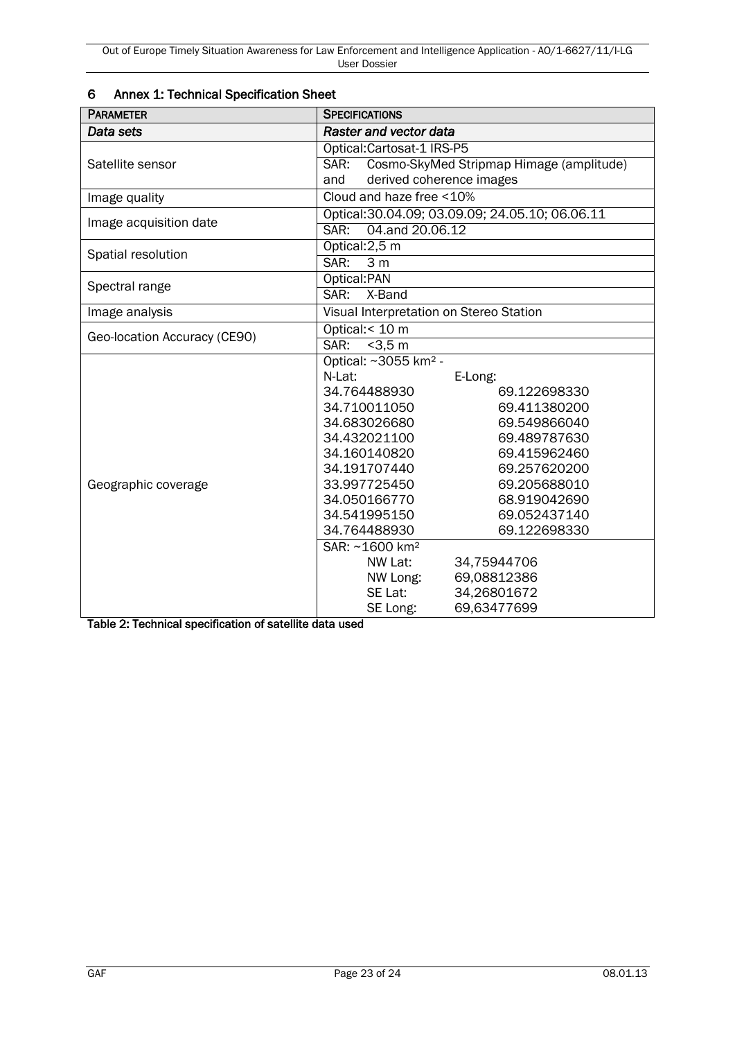## 6 Annex 1: Technical Specification Sheet

| PARAMETER | SPECIFICATIONS |
|---|---|
| ***Data sets*** | ***Raster and vector data*** |
| Satellite sensor | Optical:Cartosat-1 IRS-P5<br>SAR: Cosmo-SkyMed Stripmap Himage (amplitude) and derived coherence images |
| Image quality | Cloud and haze free <10% |
| Image acquisition date | Optical:30.04.09; 03.09.09; 24.05.10; 06.06.11<br>SAR: 04.and 20.06.12 |
| Spatial resolution | Optical:2,5 m<br>SAR: 3 m |
| Spectral range | Optical:PAN<br>SAR: X-Band |
| Image analysis | Visual Interpretation on Stereo Station |
| Geo-location Accuracy (CE90) | Optical:< 10 m<br>SAR: <3,5 m |
| Geographic coverage | Optical: ~3055 km² -<br>N-Lat: E-Long:<br>34.764488930 69.122698330<br>34.710011050 69.411380200<br>34.683026680 69.549866040<br>34.432021100 69.489787630<br>34.160140820 69.415962460<br>34.191707440 69.257620200<br>33.997725450 69.205688010<br>34.050166770 68.919042690<br>34.541995150 69.052437140<br>34.764488930 69.122698330<br>SAR: ~1600 km²<br>NW Lat: 34,75944706<br>NW Long: 69,08812386<br>SE Lat: 34,26801672<br>SE Long: 69,63477699 |

**Table 2: Technical specification of satellite data used**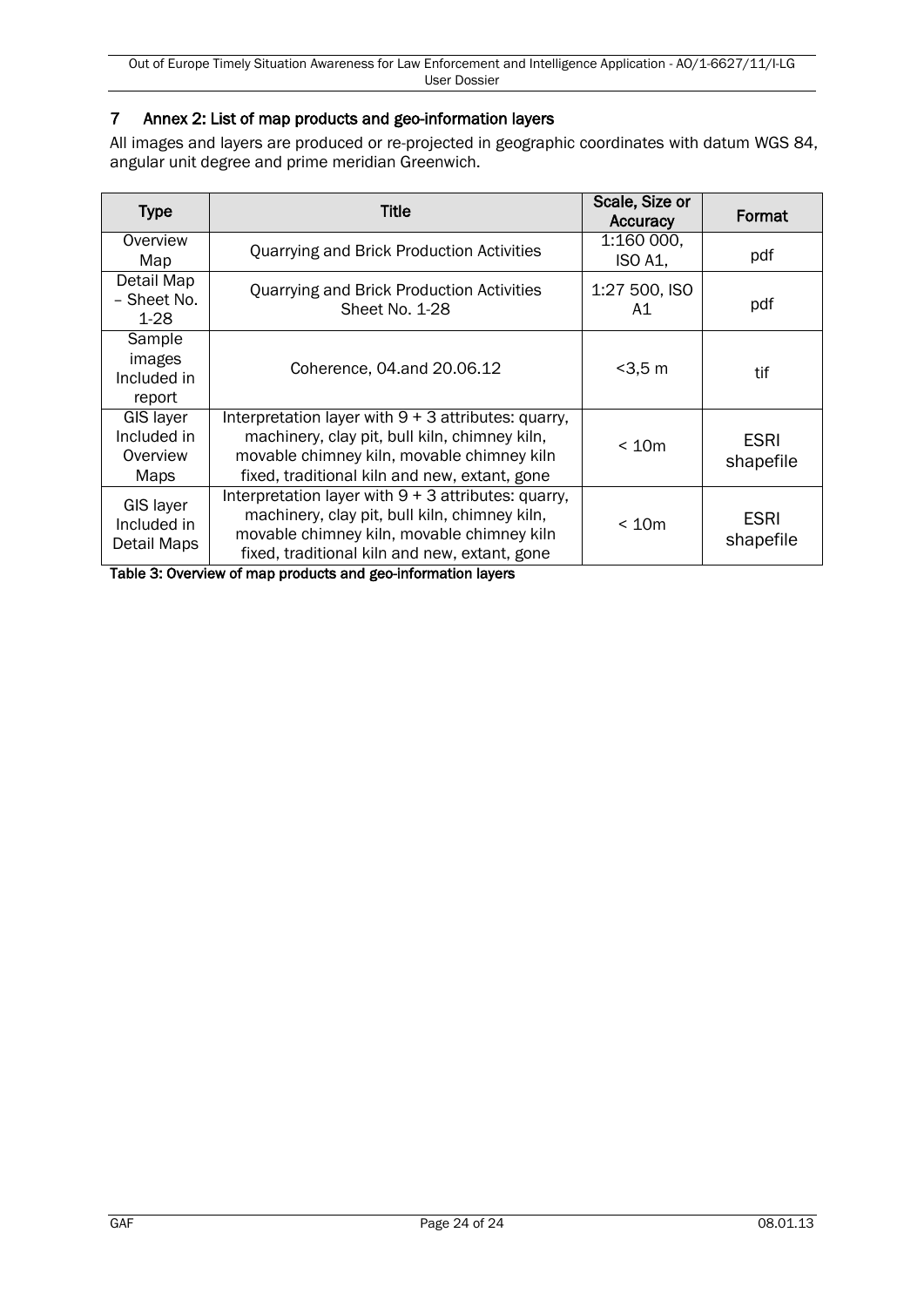## 7 Annex 2: List of map products and geo-information layers

All images and layers are produced or re-projected in geographic coordinates with datum WGS 84, angular unit degree and prime meridian Greenwich.

| Type | Title | Scale, Size or Accuracy | Format |
|---|---|---|---|
| Overview Map | Quarrying and Brick Production Activities | 1:160 000, ISO A1, | pdf |
| Detail Map – Sheet No. 1-28 | Quarrying and Brick Production Activities Sheet No. 1-28 | 1:27 500, ISO A1 | pdf |
| Sample images Included in report | Coherence, 04.and 20.06.12 | <3,5 m | tif |
| GIS layer Included in Overview Maps | Interpretation layer with 9 + 3 attributes: quarry, machinery, clay pit, bull kiln, chimney kiln, movable chimney kiln, movable chimney kiln fixed, traditional kiln and new, extant, gone | < 10m | ESRI shapefile |
| GIS layer Included in Detail Maps | Interpretation layer with 9 + 3 attributes: quarry, machinery, clay pit, bull kiln, chimney kiln, movable chimney kiln, movable chimney kiln fixed, traditional kiln and new, extant, gone | < 10m | ESRI shapefile |

**Table 3: Overview of map products and geo-information layers**